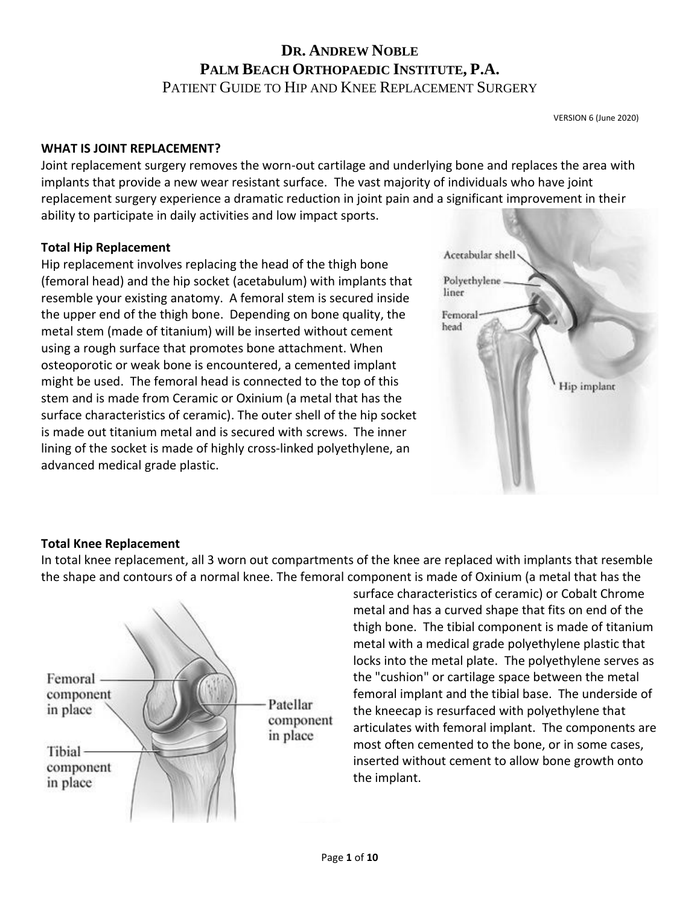# Dr. Andrew Noble
# Palm Beach Orthopaedic Institute, P.A.
## Patient Guide to Hip and Knee Replacement Surgery

VERSION 6 (June 2020)

**WHAT IS JOINT REPLACEMENT?**

Joint replacement surgery removes the worn-out cartilage and underlying bone and replaces the area with implants that provide a new wear resistant surface. The vast majority of individuals who have joint replacement surgery experience a dramatic reduction in joint pain and a significant improvement in their ability to participate in daily activities and low impact sports.

**Total Hip Replacement**

Hip replacement involves replacing the head of the thigh bone (femoral head) and the hip socket (acetabulum) with implants that resemble your existing anatomy. A femoral stem is secured inside the upper end of the thigh bone. Depending on bone quality, the metal stem (made of titanium) will be inserted without cement using a rough surface that promotes bone attachment. When osteoporotic or weak bone is encountered, a cemented implant might be used. The femoral head is connected to the top of this stem and is made from Ceramic or Oxinium (a metal that has the surface characteristics of ceramic). The outer shell of the hip socket is made out titanium metal and is secured with screws. The inner lining of the socket is made of highly cross-linked polyethylene, an advanced medical grade plastic.

**Total Knee Replacement**

In total knee replacement, all 3 worn out compartments of the knee are replaced with implants that resemble the shape and contours of a normal knee. The femoral component is made of Oxinium (a metal that has the surface characteristics of ceramic) or Cobalt Chrome metal and has a curved shape that fits on end of the thigh bone. The tibial component is made of titanium metal with a medical grade polyethylene plastic that locks into the metal plate. The polyethylene serves as the "cushion" or cartilage space between the metal femoral implant and the tibial base. The underside of the kneecap is resurfaced with polyethylene that articulates with femoral implant. The components are most often cemented to the bone, or in some cases, inserted without cement to allow bone growth onto the implant.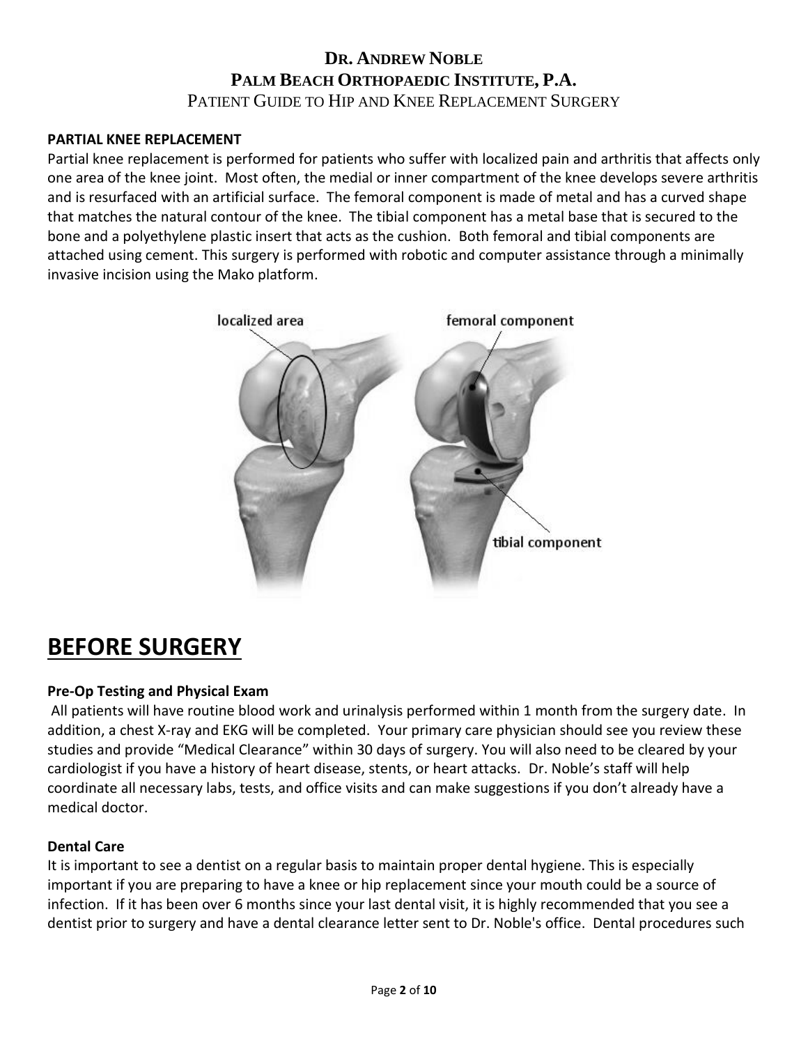**PARTIAL KNEE REPLACEMENT**

Partial knee replacement is performed for patients who suffer with localized pain and arthritis that affects only one area of the knee joint. Most often, the medial or inner compartment of the knee develops severe arthritis and is resurfaced with an artificial surface. The femoral component is made of metal and has a curved shape that matches the natural contour of the knee. The tibial component has a metal base that is secured to the bone and a polyethylene plastic insert that acts as the cushion. Both femoral and tibial components are attached using cement. This surgery is performed with robotic and computer assistance through a minimally invasive incision using the Mako platform.

# BEFORE SURGERY

**Pre-Op Testing and Physical Exam**

All patients will have routine blood work and urinalysis performed within 1 month from the surgery date. In addition, a chest X-ray and EKG will be completed. Your primary care physician should see you review these studies and provide “Medical Clearance” within 30 days of surgery. You will also need to be cleared by your cardiologist if you have a history of heart disease, stents, or heart attacks. Dr. Noble’s staff will help coordinate all necessary labs, tests, and office visits and can make suggestions if you don’t already have a medical doctor.

**Dental Care**

It is important to see a dentist on a regular basis to maintain proper dental hygiene. This is especially important if you are preparing to have a knee or hip replacement since your mouth could be a source of infection. If it has been over 6 months since your last dental visit, it is highly recommended that you see a dentist prior to surgery and have a dental clearance letter sent to Dr. Noble's office. Dental procedures such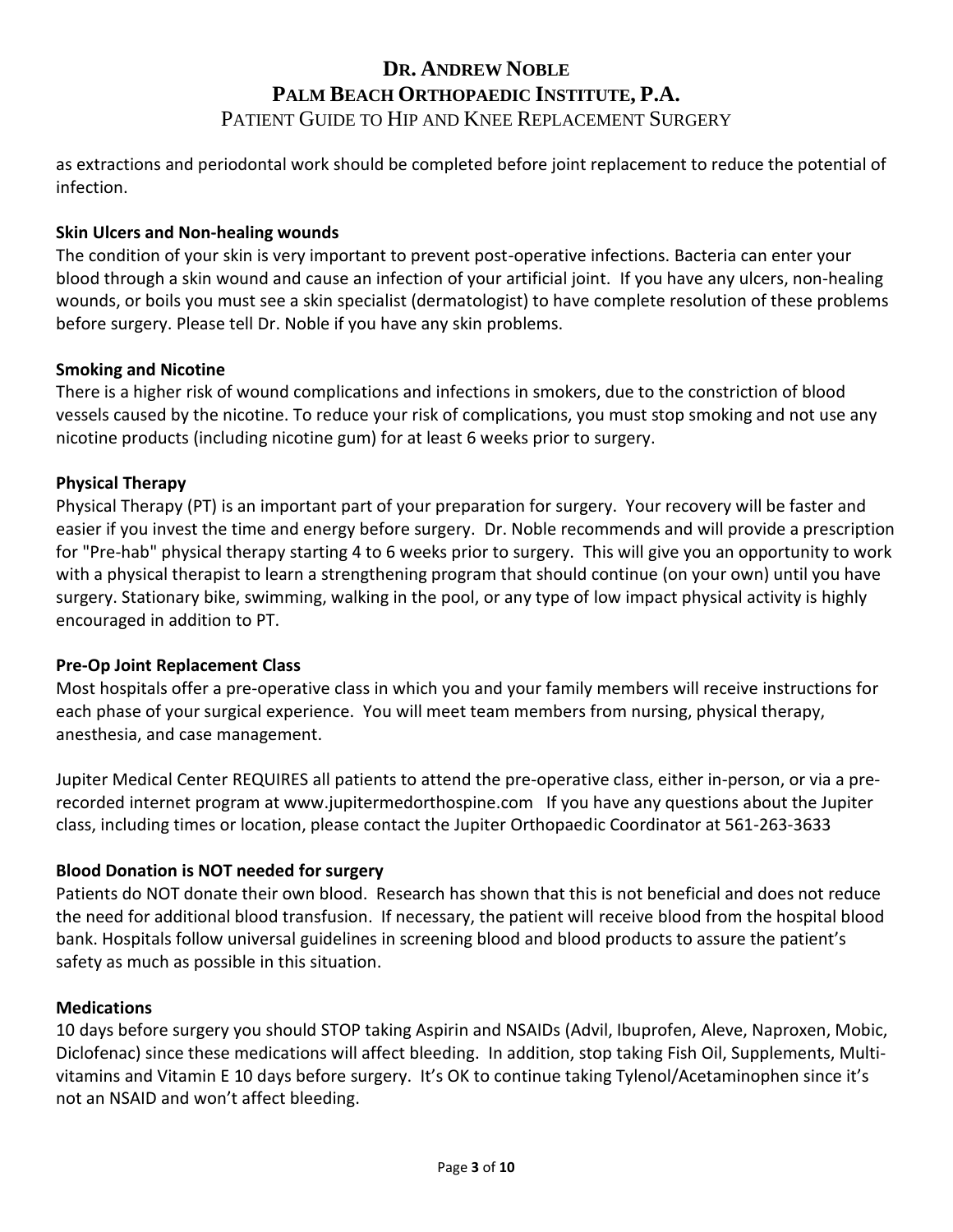as extractions and periodontal work should be completed before joint replacement to reduce the potential of infection.

**Skin Ulcers and Non-healing wounds**

The condition of your skin is very important to prevent post-operative infections. Bacteria can enter your blood through a skin wound and cause an infection of your artificial joint. If you have any ulcers, non-healing wounds, or boils you must see a skin specialist (dermatologist) to have complete resolution of these problems before surgery. Please tell Dr. Noble if you have any skin problems.

**Smoking and Nicotine**

There is a higher risk of wound complications and infections in smokers, due to the constriction of blood vessels caused by the nicotine. To reduce your risk of complications, you must stop smoking and not use any nicotine products (including nicotine gum) for at least 6 weeks prior to surgery.

**Physical Therapy**

Physical Therapy (PT) is an important part of your preparation for surgery. Your recovery will be faster and easier if you invest the time and energy before surgery. Dr. Noble recommends and will provide a prescription for "Pre-hab" physical therapy starting 4 to 6 weeks prior to surgery. This will give you an opportunity to work with a physical therapist to learn a strengthening program that should continue (on your own) until you have surgery. Stationary bike, swimming, walking in the pool, or any type of low impact physical activity is highly encouraged in addition to PT.

**Pre-Op Joint Replacement Class**

Most hospitals offer a pre-operative class in which you and your family members will receive instructions for each phase of your surgical experience. You will meet team members from nursing, physical therapy, anesthesia, and case management.

Jupiter Medical Center REQUIRES all patients to attend the pre-operative class, either in-person, or via a pre-recorded internet program at www.jupitermedorthospine.com If you have any questions about the Jupiter class, including times or location, please contact the Jupiter Orthopaedic Coordinator at 561-263-3633

**Blood Donation is NOT needed for surgery**

Patients do NOT donate their own blood. Research has shown that this is not beneficial and does not reduce the need for additional blood transfusion. If necessary, the patient will receive blood from the hospital blood bank. Hospitals follow universal guidelines in screening blood and blood products to assure the patient's safety as much as possible in this situation.

**Medications**

10 days before surgery you should STOP taking Aspirin and NSAIDs (Advil, Ibuprofen, Aleve, Naproxen, Mobic, Diclofenac) since these medications will affect bleeding. In addition, stop taking Fish Oil, Supplements, Multi-vitamins and Vitamin E 10 days before surgery. It's OK to continue taking Tylenol/Acetaminophen since it's not an NSAID and won't affect bleeding.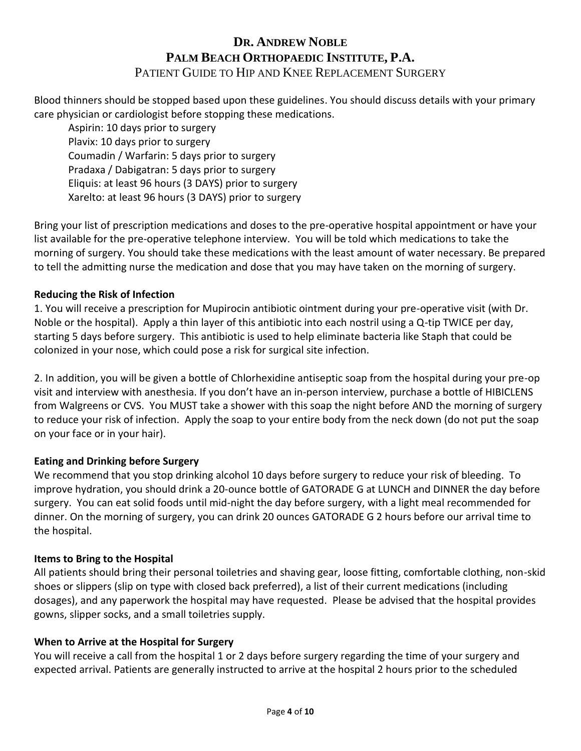Blood thinners should be stopped based upon these guidelines. You should discuss details with your primary care physician or cardiologist before stopping these medications.

- Aspirin: 10 days prior to surgery
- Plavix: 10 days prior to surgery
- Coumadin / Warfarin: 5 days prior to surgery
- Pradaxa / Dabigatran: 5 days prior to surgery
- Eliquis: at least 96 hours (3 DAYS) prior to surgery
- Xarelto: at least 96 hours (3 DAYS) prior to surgery

Bring your list of prescription medications and doses to the pre-operative hospital appointment or have your list available for the pre-operative telephone interview. You will be told which medications to take the morning of surgery. You should take these medications with the least amount of water necessary. Be prepared to tell the admitting nurse the medication and dose that you may have taken on the morning of surgery.

**Reducing the Risk of Infection**

1. You will receive a prescription for Mupirocin antibiotic ointment during your pre-operative visit (with Dr. Noble or the hospital). Apply a thin layer of this antibiotic into each nostril using a Q-tip TWICE per day, starting 5 days before surgery. This antibiotic is used to help eliminate bacteria like Staph that could be colonized in your nose, which could pose a risk for surgical site infection.

2. In addition, you will be given a bottle of Chlorhexidine antiseptic soap from the hospital during your pre-op visit and interview with anesthesia. If you don't have an in-person interview, purchase a bottle of HIBICLENS from Walgreens or CVS. You MUST take a shower with this soap the night before AND the morning of surgery to reduce your risk of infection. Apply the soap to your entire body from the neck down (do not put the soap on your face or in your hair).

**Eating and Drinking before Surgery**

We recommend that you stop drinking alcohol 10 days before surgery to reduce your risk of bleeding. To improve hydration, you should drink a 20-ounce bottle of GATORADE G at LUNCH and DINNER the day before surgery. You can eat solid foods until mid-night the day before surgery, with a light meal recommended for dinner. On the morning of surgery, you can drink 20 ounces GATORADE G 2 hours before our arrival time to the hospital.

**Items to Bring to the Hospital**

All patients should bring their personal toiletries and shaving gear, loose fitting, comfortable clothing, non-skid shoes or slippers (slip on type with closed back preferred), a list of their current medications (including dosages), and any paperwork the hospital may have requested. Please be advised that the hospital provides gowns, slipper socks, and a small toiletries supply.

**When to Arrive at the Hospital for Surgery**

You will receive a call from the hospital 1 or 2 days before surgery regarding the time of your surgery and expected arrival. Patients are generally instructed to arrive at the hospital 2 hours prior to the scheduled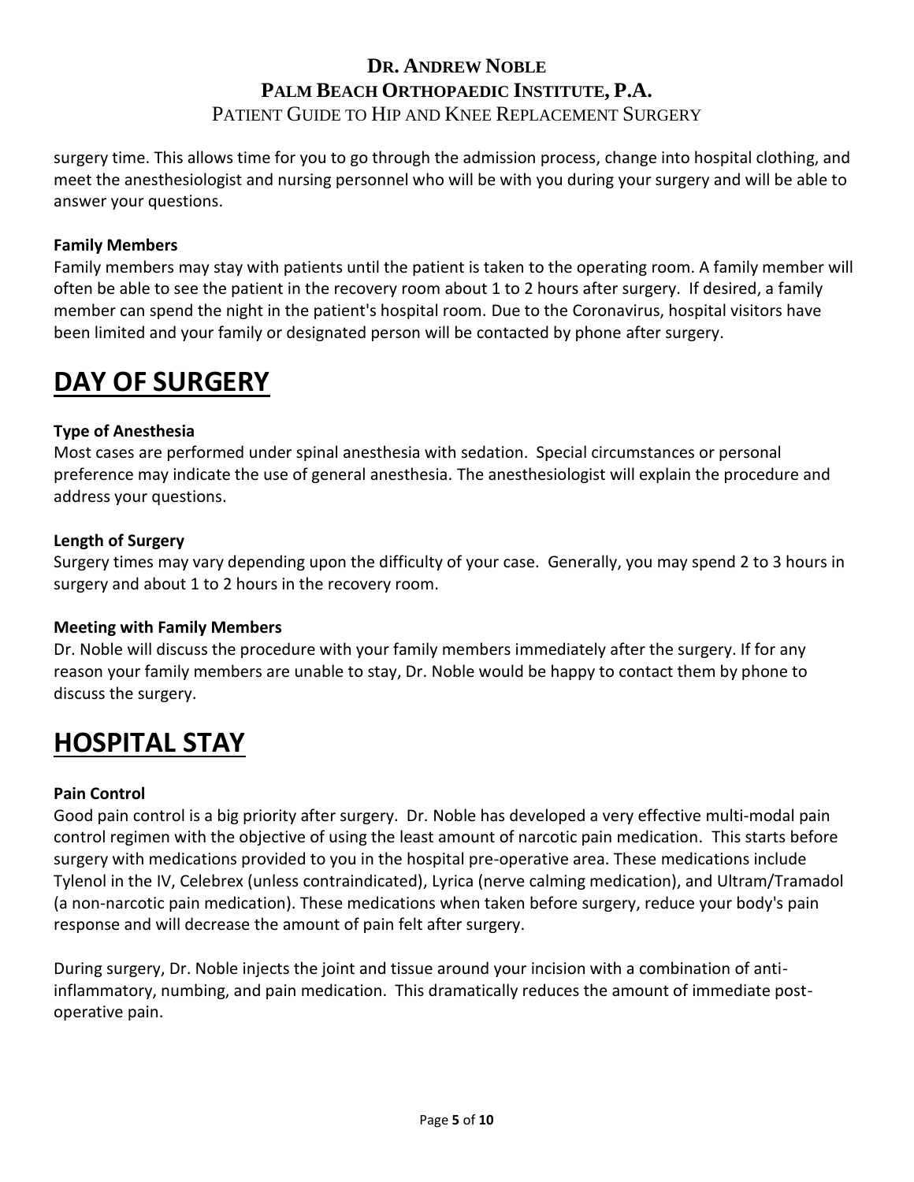surgery time. This allows time for you to go through the admission process, change into hospital clothing, and meet the anesthesiologist and nursing personnel who will be with you during your surgery and will be able to answer your questions.

**Family Members**

Family members may stay with patients until the patient is taken to the operating room. A family member will often be able to see the patient in the recovery room about 1 to 2 hours after surgery. If desired, a family member can spend the night in the patient's hospital room. Due to the Coronavirus, hospital visitors have been limited and your family or designated person will be contacted by phone after surgery.

# DAY OF SURGERY

**Type of Anesthesia**

Most cases are performed under spinal anesthesia with sedation. Special circumstances or personal preference may indicate the use of general anesthesia. The anesthesiologist will explain the procedure and address your questions.

**Length of Surgery**

Surgery times may vary depending upon the difficulty of your case. Generally, you may spend 2 to 3 hours in surgery and about 1 to 2 hours in the recovery room.

**Meeting with Family Members**

Dr. Noble will discuss the procedure with your family members immediately after the surgery. If for any reason your family members are unable to stay, Dr. Noble would be happy to contact them by phone to discuss the surgery.

# HOSPITAL STAY

**Pain Control**

Good pain control is a big priority after surgery. Dr. Noble has developed a very effective multi-modal pain control regimen with the objective of using the least amount of narcotic pain medication. This starts before surgery with medications provided to you in the hospital pre-operative area. These medications include Tylenol in the IV, Celebrex (unless contraindicated), Lyrica (nerve calming medication), and Ultram/Tramadol (a non-narcotic pain medication). These medications when taken before surgery, reduce your body's pain response and will decrease the amount of pain felt after surgery.

During surgery, Dr. Noble injects the joint and tissue around your incision with a combination of anti-inflammatory, numbing, and pain medication. This dramatically reduces the amount of immediate post-operative pain.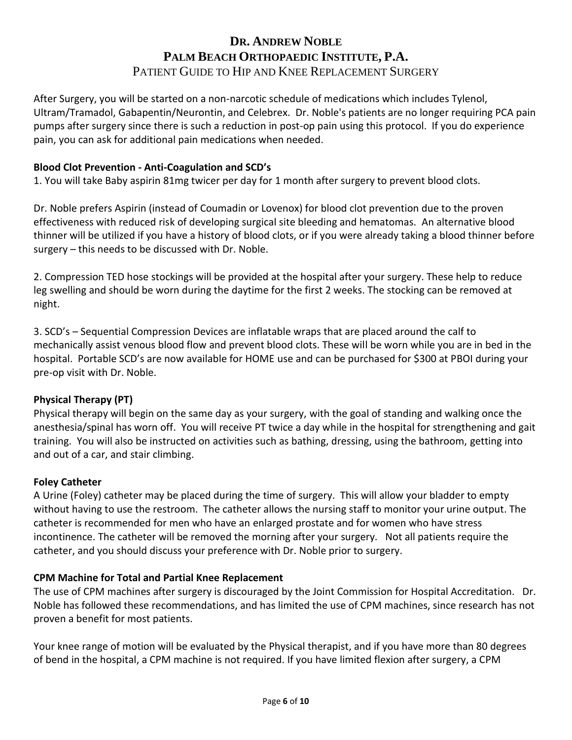# DR. ANDREW NOBLE
# PALM BEACH ORTHOPAEDIC INSTITUTE, P.A.
## PATIENT GUIDE TO HIP AND KNEE REPLACEMENT SURGERY

After Surgery, you will be started on a non-narcotic schedule of medications which includes Tylenol, Ultram/Tramadol, Gabapentin/Neurontin, and Celebrex. Dr. Noble's patients are no longer requiring PCA pain pumps after surgery since there is such a reduction in post-op pain using this protocol. If you do experience pain, you can ask for additional pain medications when needed.

**Blood Clot Prevention - Anti-Coagulation and SCD's**

1. You will take Baby aspirin 81mg twicer per day for 1 month after surgery to prevent blood clots.

Dr. Noble prefers Aspirin (instead of Coumadin or Lovenox) for blood clot prevention due to the proven effectiveness with reduced risk of developing surgical site bleeding and hematomas. An alternative blood thinner will be utilized if you have a history of blood clots, or if you were already taking a blood thinner before surgery – this needs to be discussed with Dr. Noble.

2. Compression TED hose stockings will be provided at the hospital after your surgery. These help to reduce leg swelling and should be worn during the daytime for the first 2 weeks. The stocking can be removed at night.

3. SCD's – Sequential Compression Devices are inflatable wraps that are placed around the calf to mechanically assist venous blood flow and prevent blood clots. These will be worn while you are in bed in the hospital. Portable SCD's are now available for HOME use and can be purchased for $300 at PBOI during your pre-op visit with Dr. Noble.

**Physical Therapy (PT)**

Physical therapy will begin on the same day as your surgery, with the goal of standing and walking once the anesthesia/spinal has worn off. You will receive PT twice a day while in the hospital for strengthening and gait training. You will also be instructed on activities such as bathing, dressing, using the bathroom, getting into and out of a car, and stair climbing.

**Foley Catheter**

A Urine (Foley) catheter may be placed during the time of surgery. This will allow your bladder to empty without having to use the restroom. The catheter allows the nursing staff to monitor your urine output. The catheter is recommended for men who have an enlarged prostate and for women who have stress incontinence. The catheter will be removed the morning after your surgery. Not all patients require the catheter, and you should discuss your preference with Dr. Noble prior to surgery.

**CPM Machine for Total and Partial Knee Replacement**

The use of CPM machines after surgery is discouraged by the Joint Commission for Hospital Accreditation. Dr. Noble has followed these recommendations, and has limited the use of CPM machines, since research has not proven a benefit for most patients.

Your knee range of motion will be evaluated by the Physical therapist, and if you have more than 80 degrees of bend in the hospital, a CPM machine is not required. If you have limited flexion after surgery, a CPM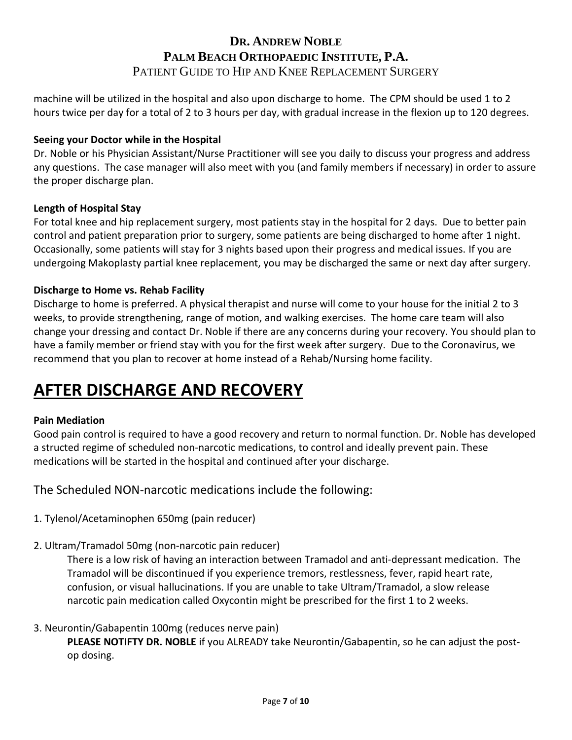machine will be utilized in the hospital and also upon discharge to home. The CPM should be used 1 to 2 hours twice per day for a total of 2 to 3 hours per day, with gradual increase in the flexion up to 120 degrees.

**Seeing your Doctor while in the Hospital**
Dr. Noble or his Physician Assistant/Nurse Practitioner will see you daily to discuss your progress and address any questions. The case manager will also meet with you (and family members if necessary) in order to assure the proper discharge plan.

**Length of Hospital Stay**
For total knee and hip replacement surgery, most patients stay in the hospital for 2 days. Due to better pain control and patient preparation prior to surgery, some patients are being discharged to home after 1 night. Occasionally, some patients will stay for 3 nights based upon their progress and medical issues. If you are undergoing Makoplasty partial knee replacement, you may be discharged the same or next day after surgery.

**Discharge to Home vs. Rehab Facility**
Discharge to home is preferred. A physical therapist and nurse will come to your house for the initial 2 to 3 weeks, to provide strengthening, range of motion, and walking exercises. The home care team will also change your dressing and contact Dr. Noble if there are any concerns during your recovery. You should plan to have a family member or friend stay with you for the first week after surgery. Due to the Coronavirus, we recommend that you plan to recover at home instead of a Rehab/Nursing home facility.

# AFTER DISCHARGE AND RECOVERY

**Pain Mediation**
Good pain control is required to have a good recovery and return to normal function. Dr. Noble has developed a structed regime of scheduled non-narcotic medications, to control and ideally prevent pain. These medications will be started in the hospital and continued after your discharge.

The Scheduled NON-narcotic medications include the following:

1. Tylenol/Acetaminophen 650mg (pain reducer)

2. Ultram/Tramadol 50mg (non-narcotic pain reducer)
   There is a low risk of having an interaction between Tramadol and anti-depressant medication. The Tramadol will be discontinued if you experience tremors, restlessness, fever, rapid heart rate, confusion, or visual hallucinations. If you are unable to take Ultram/Tramadol, a slow release narcotic pain medication called Oxycontin might be prescribed for the first 1 to 2 weeks.

3. Neurontin/Gabapentin 100mg (reduces nerve pain)
   **PLEASE NOTIFTY DR. NOBLE** if you ALREADY take Neurontin/Gabapentin, so he can adjust the post-op dosing.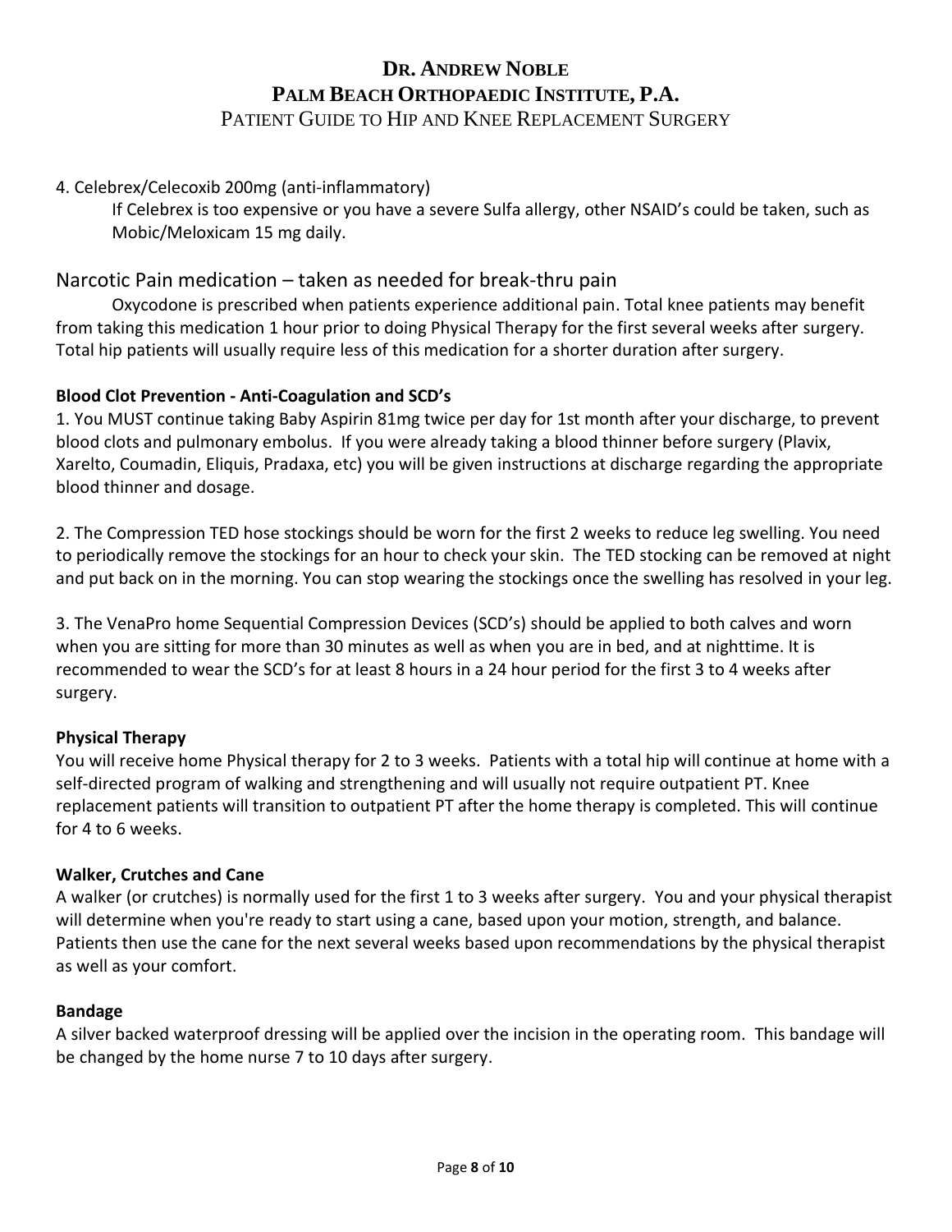4. Celebrex/Celecoxib 200mg (anti-inflammatory)

If Celebrex is too expensive or you have a severe Sulfa allergy, other NSAID's could be taken, such as Mobic/Meloxicam 15 mg daily.

## Narcotic Pain medication – taken as needed for break-thru pain

Oxycodone is prescribed when patients experience additional pain. Total knee patients may benefit from taking this medication 1 hour prior to doing Physical Therapy for the first several weeks after surgery. Total hip patients will usually require less of this medication for a shorter duration after surgery.

**Blood Clot Prevention - Anti-Coagulation and SCD's**

1. You MUST continue taking Baby Aspirin 81mg twice per day for 1st month after your discharge, to prevent blood clots and pulmonary embolus. If you were already taking a blood thinner before surgery (Plavix, Xarelto, Coumadin, Eliquis, Pradaxa, etc) you will be given instructions at discharge regarding the appropriate blood thinner and dosage.

2. The Compression TED hose stockings should be worn for the first 2 weeks to reduce leg swelling. You need to periodically remove the stockings for an hour to check your skin. The TED stocking can be removed at night and put back on in the morning. You can stop wearing the stockings once the swelling has resolved in your leg.

3. The VenaPro home Sequential Compression Devices (SCD's) should be applied to both calves and worn when you are sitting for more than 30 minutes as well as when you are in bed, and at nighttime. It is recommended to wear the SCD's for at least 8 hours in a 24 hour period for the first 3 to 4 weeks after surgery.

**Physical Therapy**

You will receive home Physical therapy for 2 to 3 weeks. Patients with a total hip will continue at home with a self-directed program of walking and strengthening and will usually not require outpatient PT. Knee replacement patients will transition to outpatient PT after the home therapy is completed. This will continue for 4 to 6 weeks.

**Walker, Crutches and Cane**

A walker (or crutches) is normally used for the first 1 to 3 weeks after surgery. You and your physical therapist will determine when you're ready to start using a cane, based upon your motion, strength, and balance. Patients then use the cane for the next several weeks based upon recommendations by the physical therapist as well as your comfort.

**Bandage**

A silver backed waterproof dressing will be applied over the incision in the operating room. This bandage will be changed by the home nurse 7 to 10 days after surgery.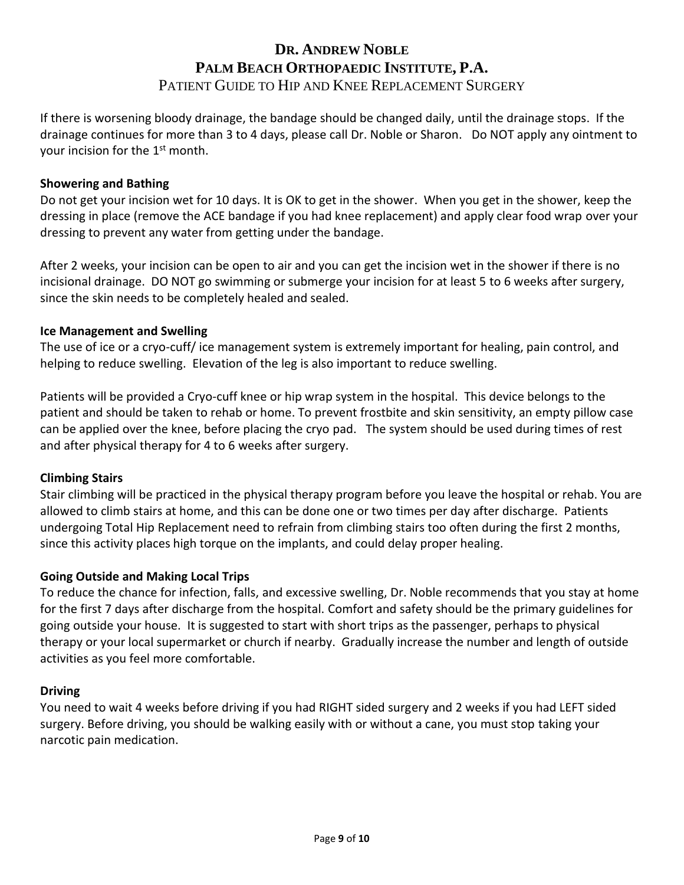If there is worsening bloody drainage, the bandage should be changed daily, until the drainage stops. If the drainage continues for more than 3 to 4 days, please call Dr. Noble or Sharon. Do NOT apply any ointment to your incision for the 1st month.

**Showering and Bathing**

Do not get your incision wet for 10 days. It is OK to get in the shower. When you get in the shower, keep the dressing in place (remove the ACE bandage if you had knee replacement) and apply clear food wrap over your dressing to prevent any water from getting under the bandage.

After 2 weeks, your incision can be open to air and you can get the incision wet in the shower if there is no incisional drainage. DO NOT go swimming or submerge your incision for at least 5 to 6 weeks after surgery, since the skin needs to be completely healed and sealed.

**Ice Management and Swelling**

The use of ice or a cryo-cuff/ ice management system is extremely important for healing, pain control, and helping to reduce swelling. Elevation of the leg is also important to reduce swelling.

Patients will be provided a Cryo-cuff knee or hip wrap system in the hospital. This device belongs to the patient and should be taken to rehab or home. To prevent frostbite and skin sensitivity, an empty pillow case can be applied over the knee, before placing the cryo pad. The system should be used during times of rest and after physical therapy for 4 to 6 weeks after surgery.

**Climbing Stairs**

Stair climbing will be practiced in the physical therapy program before you leave the hospital or rehab. You are allowed to climb stairs at home, and this can be done one or two times per day after discharge. Patients undergoing Total Hip Replacement need to refrain from climbing stairs too often during the first 2 months, since this activity places high torque on the implants, and could delay proper healing.

**Going Outside and Making Local Trips**

To reduce the chance for infection, falls, and excessive swelling, Dr. Noble recommends that you stay at home for the first 7 days after discharge from the hospital. Comfort and safety should be the primary guidelines for going outside your house. It is suggested to start with short trips as the passenger, perhaps to physical therapy or your local supermarket or church if nearby. Gradually increase the number and length of outside activities as you feel more comfortable.

**Driving**

You need to wait 4 weeks before driving if you had RIGHT sided surgery and 2 weeks if you had LEFT sided surgery. Before driving, you should be walking easily with or without a cane, you must stop taking your narcotic pain medication.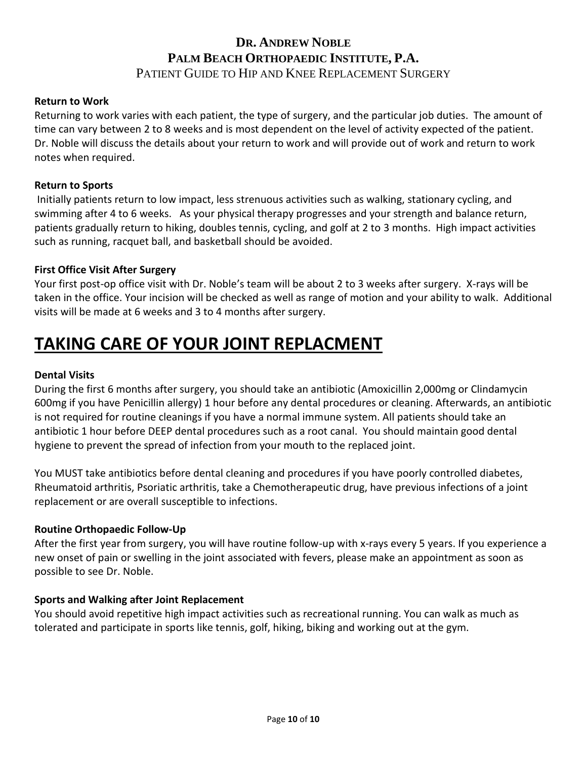### Return to Work

Returning to work varies with each patient, the type of surgery, and the particular job duties. The amount of time can vary between 2 to 8 weeks and is most dependent on the level of activity expected of the patient. Dr. Noble will discuss the details about your return to work and will provide out of work and return to work notes when required.

### Return to Sports

Initially patients return to low impact, less strenuous activities such as walking, stationary cycling, and swimming after 4 to 6 weeks. As your physical therapy progresses and your strength and balance return, patients gradually return to hiking, doubles tennis, cycling, and golf at 2 to 3 months. High impact activities such as running, racquet ball, and basketball should be avoided.

### First Office Visit After Surgery

Your first post-op office visit with Dr. Noble's team will be about 2 to 3 weeks after surgery. X-rays will be taken in the office. Your incision will be checked as well as range of motion and your ability to walk. Additional visits will be made at 6 weeks and 3 to 4 months after surgery.

# TAKING CARE OF YOUR JOINT REPLACMENT

### Dental Visits

During the first 6 months after surgery, you should take an antibiotic (Amoxicillin 2,000mg or Clindamycin 600mg if you have Penicillin allergy) 1 hour before any dental procedures or cleaning. Afterwards, an antibiotic is not required for routine cleanings if you have a normal immune system. All patients should take an antibiotic 1 hour before DEEP dental procedures such as a root canal. You should maintain good dental hygiene to prevent the spread of infection from your mouth to the replaced joint.

You MUST take antibiotics before dental cleaning and procedures if you have poorly controlled diabetes, Rheumatoid arthritis, Psoriatic arthritis, take a Chemotherapeutic drug, have previous infections of a joint replacement or are overall susceptible to infections.

### Routine Orthopaedic Follow-Up

After the first year from surgery, you will have routine follow-up with x-rays every 5 years. If you experience a new onset of pain or swelling in the joint associated with fevers, please make an appointment as soon as possible to see Dr. Noble.

### Sports and Walking after Joint Replacement

You should avoid repetitive high impact activities such as recreational running. You can walk as much as tolerated and participate in sports like tennis, golf, hiking, biking and working out at the gym.